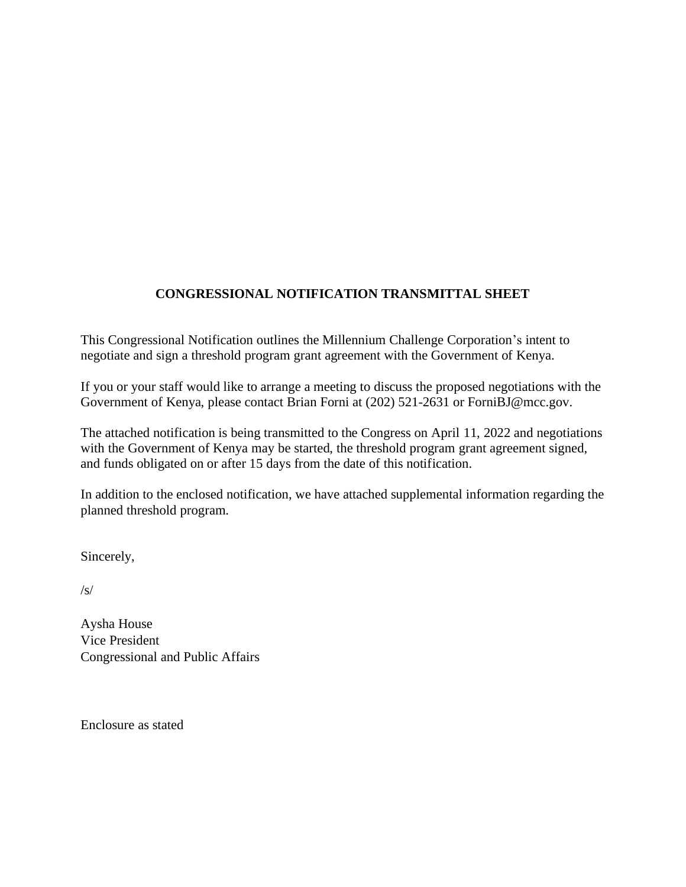## CONGRESSIONAL NOTIFICATION TRANSMITTAL SHEET

This Congressional Notification outlines the Millennium Challenge Corporation's intent to negotiate and sign a threshold program grant agreement with the Government of Kenya.

If you or your staff would like to arrange a meeting to discuss the proposed negotiations with the Government of Kenya, please contact Brian Forni at (202) 521-2631 or ForniBJ@mcc.gov.

The attached notification is being transmitted to the Congress on April 11, 2022 and negotiations with the Government of Kenya may be started, the threshold program grant agreement signed, and funds obligated on or after 15 days from the date of this notification.

In addition to the enclosed notification, we have attached supplemental information regarding the planned threshold program.

Sincerely,

/s/

Aysha House
Vice President
Congressional and Public Affairs

Enclosure as stated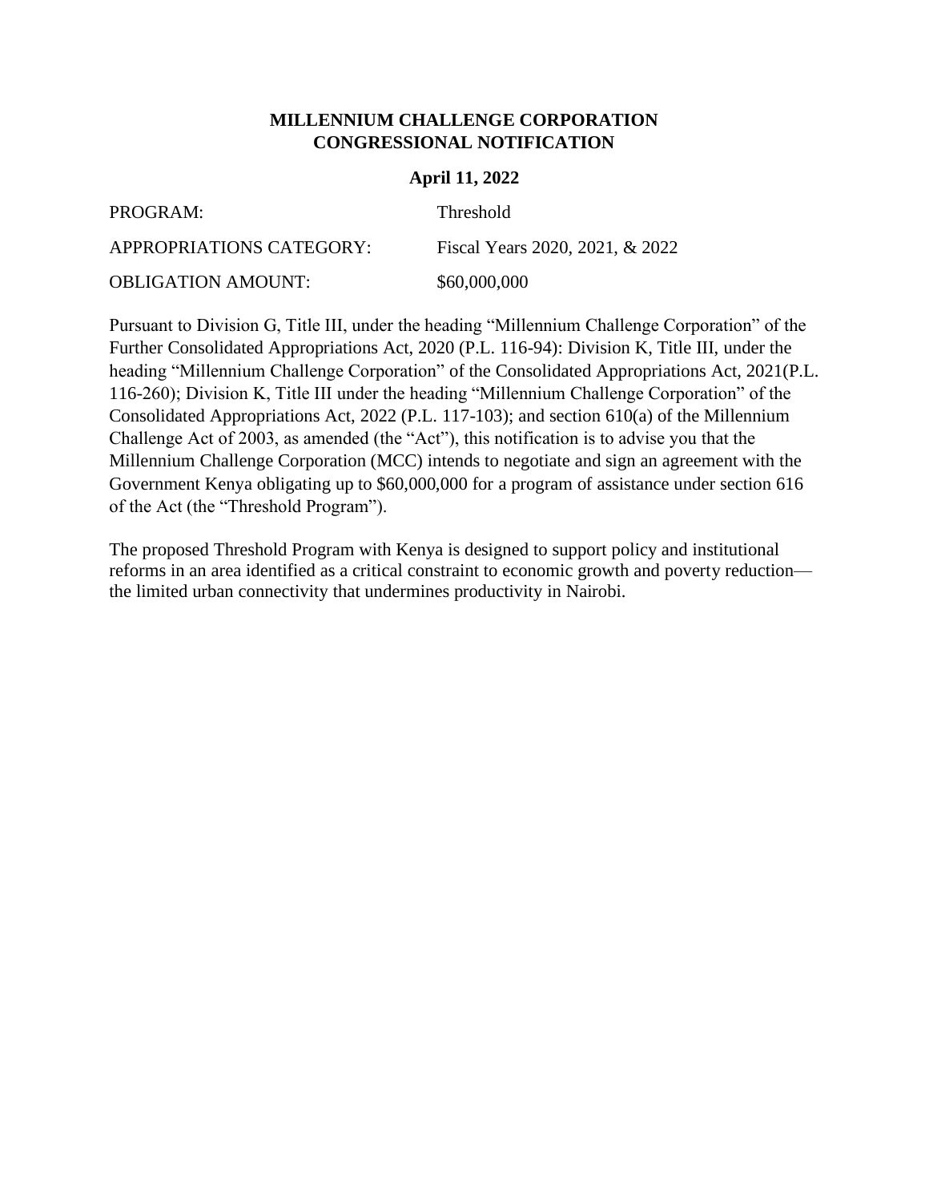**MILLENNIUM CHALLENGE CORPORATION**
**CONGRESSIONAL NOTIFICATION**

**April 11, 2022**

PROGRAM: Threshold

APPROPRIATIONS CATEGORY: Fiscal Years 2020, 2021, & 2022

OBLIGATION AMOUNT: $60,000,000

Pursuant to Division G, Title III, under the heading "Millennium Challenge Corporation" of the Further Consolidated Appropriations Act, 2020 (P.L. 116-94): Division K, Title III, under the heading "Millennium Challenge Corporation" of the Consolidated Appropriations Act, 2021(P.L. 116-260); Division K, Title III under the heading "Millennium Challenge Corporation" of the Consolidated Appropriations Act, 2022 (P.L. 117-103); and section 610(a) of the Millennium Challenge Act of 2003, as amended (the "Act"), this notification is to advise you that the Millennium Challenge Corporation (MCC) intends to negotiate and sign an agreement with the Government Kenya obligating up to $60,000,000 for a program of assistance under section 616 of the Act (the "Threshold Program").

The proposed Threshold Program with Kenya is designed to support policy and institutional reforms in an area identified as a critical constraint to economic growth and poverty reduction—the limited urban connectivity that undermines productivity in Nairobi.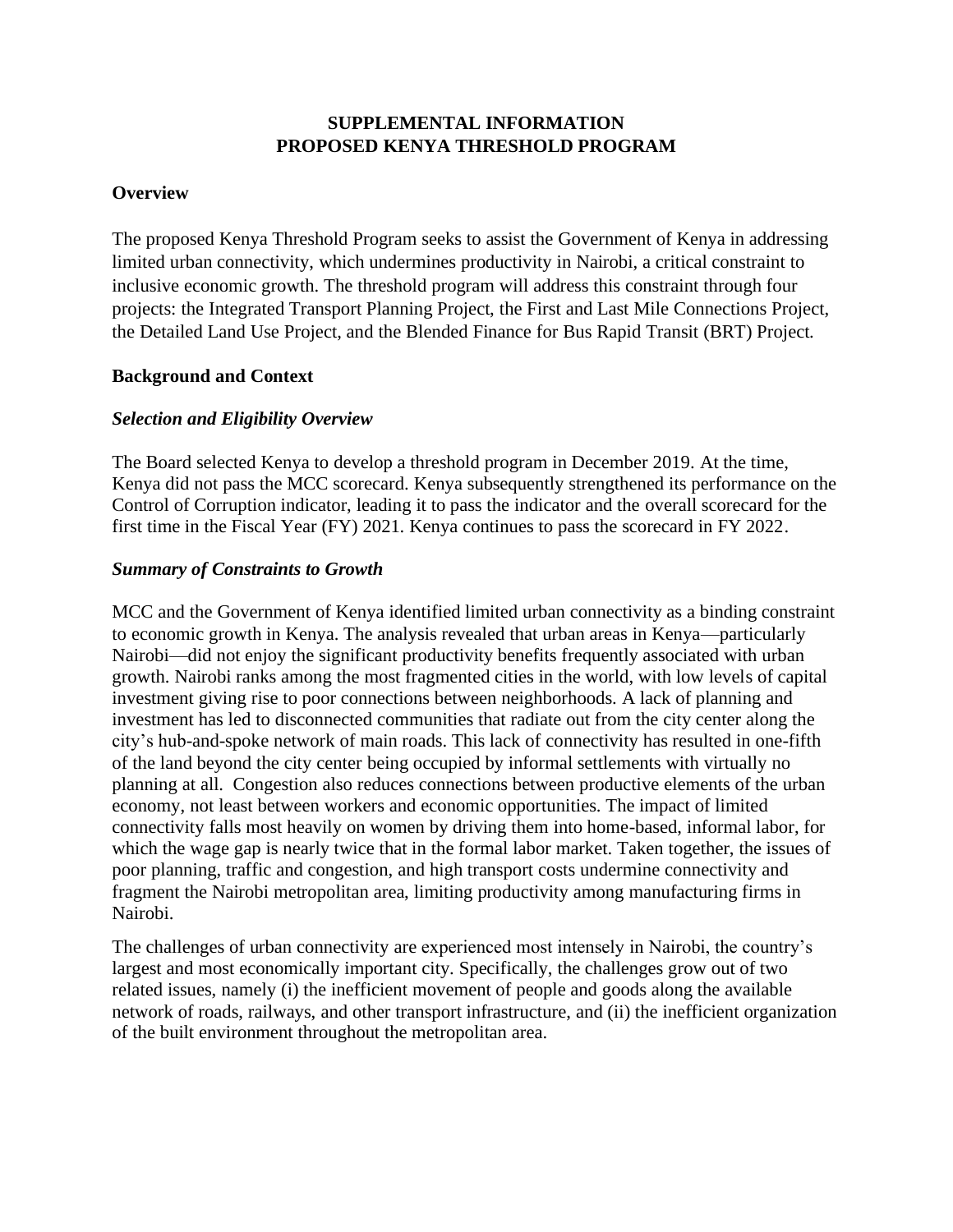# SUPPLEMENTAL INFORMATION
# PROPOSED KENYA THRESHOLD PROGRAM

## Overview

The proposed Kenya Threshold Program seeks to assist the Government of Kenya in addressing limited urban connectivity, which undermines productivity in Nairobi, a critical constraint to inclusive economic growth. The threshold program will address this constraint through four projects: the Integrated Transport Planning Project, the First and Last Mile Connections Project, the Detailed Land Use Project, and the Blended Finance for Bus Rapid Transit (BRT) Project.

## Background and Context

### *Selection and Eligibility Overview*

The Board selected Kenya to develop a threshold program in December 2019. At the time, Kenya did not pass the MCC scorecard. Kenya subsequently strengthened its performance on the Control of Corruption indicator, leading it to pass the indicator and the overall scorecard for the first time in the Fiscal Year (FY) 2021. Kenya continues to pass the scorecard in FY 2022.

### *Summary of Constraints to Growth*

MCC and the Government of Kenya identified limited urban connectivity as a binding constraint to economic growth in Kenya. The analysis revealed that urban areas in Kenya—particularly Nairobi—did not enjoy the significant productivity benefits frequently associated with urban growth. Nairobi ranks among the most fragmented cities in the world, with low levels of capital investment giving rise to poor connections between neighborhoods. A lack of planning and investment has led to disconnected communities that radiate out from the city center along the city's hub-and-spoke network of main roads. This lack of connectivity has resulted in one-fifth of the land beyond the city center being occupied by informal settlements with virtually no planning at all. Congestion also reduces connections between productive elements of the urban economy, not least between workers and economic opportunities. The impact of limited connectivity falls most heavily on women by driving them into home-based, informal labor, for which the wage gap is nearly twice that in the formal labor market. Taken together, the issues of poor planning, traffic and congestion, and high transport costs undermine connectivity and fragment the Nairobi metropolitan area, limiting productivity among manufacturing firms in Nairobi.

The challenges of urban connectivity are experienced most intensely in Nairobi, the country's largest and most economically important city. Specifically, the challenges grow out of two related issues, namely (i) the inefficient movement of people and goods along the available network of roads, railways, and other transport infrastructure, and (ii) the inefficient organization of the built environment throughout the metropolitan area.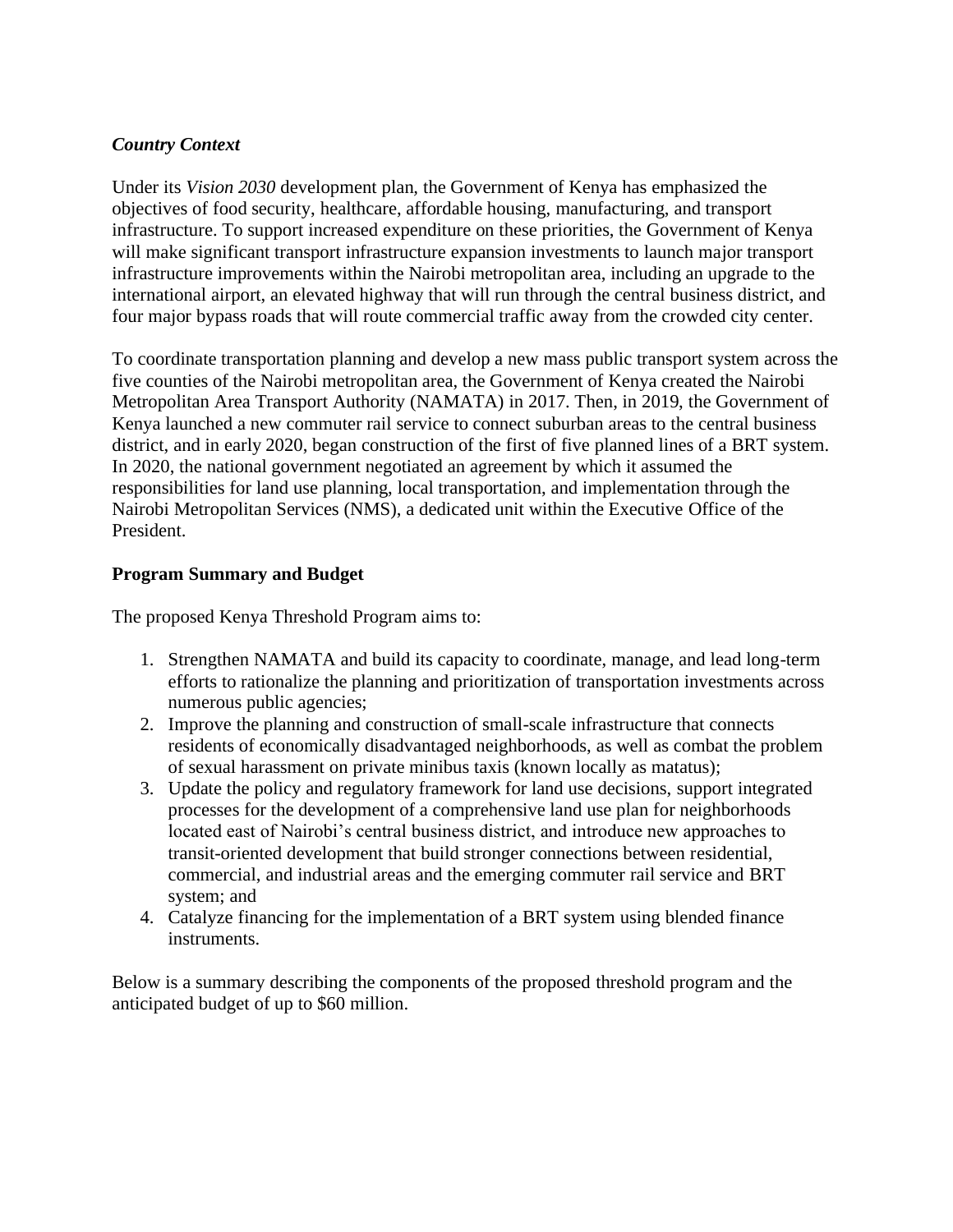***Country Context***

Under its *Vision 2030* development plan, the Government of Kenya has emphasized the objectives of food security, healthcare, affordable housing, manufacturing, and transport infrastructure. To support increased expenditure on these priorities, the Government of Kenya will make significant transport infrastructure expansion investments to launch major transport infrastructure improvements within the Nairobi metropolitan area, including an upgrade to the international airport, an elevated highway that will run through the central business district, and four major bypass roads that will route commercial traffic away from the crowded city center.

To coordinate transportation planning and develop a new mass public transport system across the five counties of the Nairobi metropolitan area, the Government of Kenya created the Nairobi Metropolitan Area Transport Authority (NAMATA) in 2017. Then, in 2019, the Government of Kenya launched a new commuter rail service to connect suburban areas to the central business district, and in early 2020, began construction of the first of five planned lines of a BRT system. In 2020, the national government negotiated an agreement by which it assumed the responsibilities for land use planning, local transportation, and implementation through the Nairobi Metropolitan Services (NMS), a dedicated unit within the Executive Office of the President.

**Program Summary and Budget**

The proposed Kenya Threshold Program aims to:

1. Strengthen NAMATA and build its capacity to coordinate, manage, and lead long-term efforts to rationalize the planning and prioritization of transportation investments across numerous public agencies;
2. Improve the planning and construction of small-scale infrastructure that connects residents of economically disadvantaged neighborhoods, as well as combat the problem of sexual harassment on private minibus taxis (known locally as matatus);
3. Update the policy and regulatory framework for land use decisions, support integrated processes for the development of a comprehensive land use plan for neighborhoods located east of Nairobi's central business district, and introduce new approaches to transit-oriented development that build stronger connections between residential, commercial, and industrial areas and the emerging commuter rail service and BRT system; and
4. Catalyze financing for the implementation of a BRT system using blended finance instruments.

Below is a summary describing the components of the proposed threshold program and the anticipated budget of up to $60 million.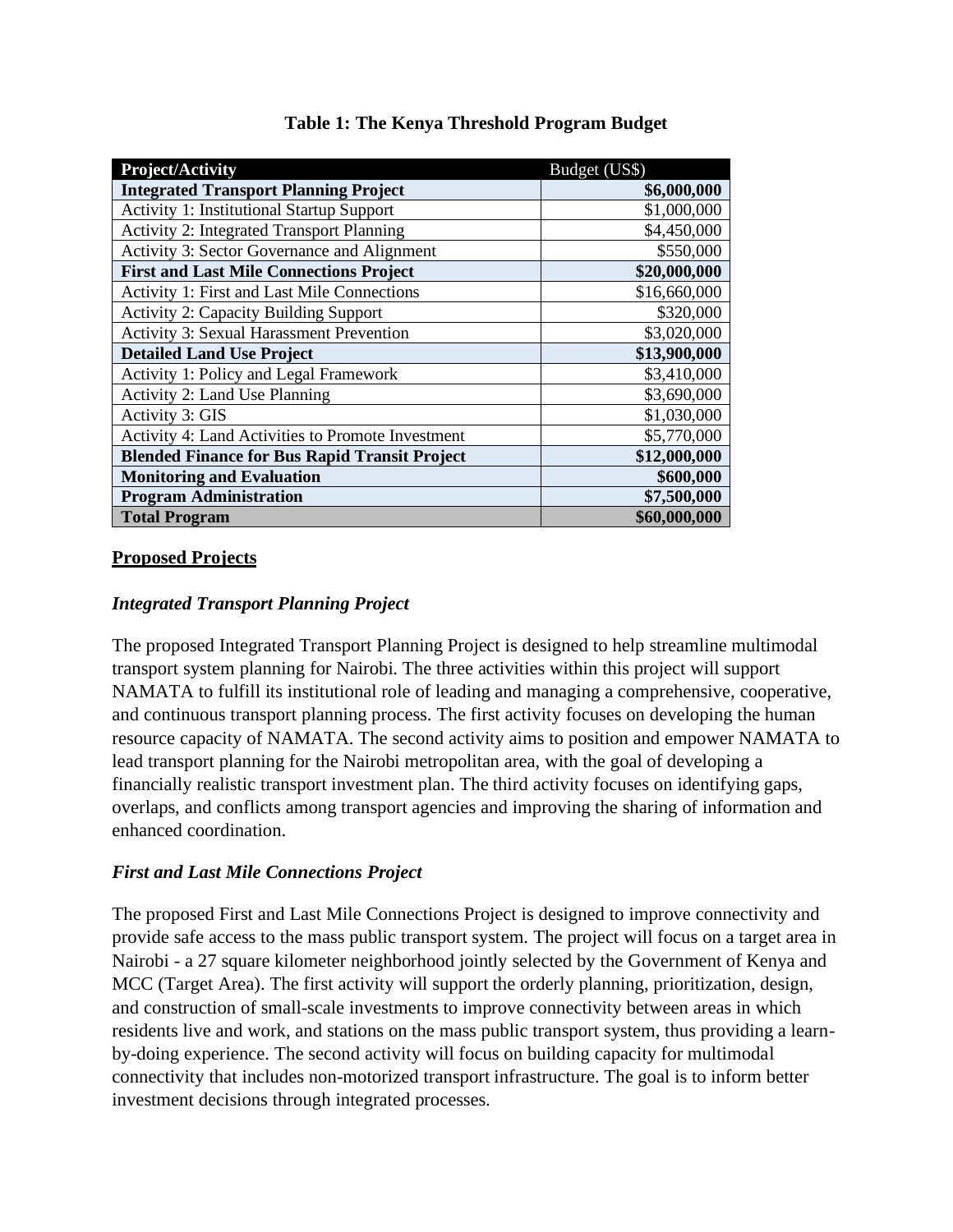**Table 1: The Kenya Threshold Program Budget**

| Project/Activity | Budget (US$) |
|---|---|
| **Integrated Transport Planning Project** | **$6,000,000** |
| Activity 1: Institutional Startup Support | $1,000,000 |
| Activity 2: Integrated Transport Planning | $4,450,000 |
| Activity 3: Sector Governance and Alignment | $550,000 |
| **First and Last Mile Connections Project** | **$20,000,000** |
| Activity 1: First and Last Mile Connections | $16,660,000 |
| Activity 2: Capacity Building Support | $320,000 |
| Activity 3: Sexual Harassment Prevention | $3,020,000 |
| **Detailed Land Use Project** | **$13,900,000** |
| Activity 1: Policy and Legal Framework | $3,410,000 |
| Activity 2: Land Use Planning | $3,690,000 |
| Activity 3: GIS | $1,030,000 |
| Activity 4: Land Activities to Promote Investment | $5,770,000 |
| **Blended Finance for Bus Rapid Transit Project** | **$12,000,000** |
| **Monitoring and Evaluation** | **$600,000** |
| **Program Administration** | **$7,500,000** |
| **Total Program** | **$60,000,000** |

## Proposed Projects

### *Integrated Transport Planning Project*

The proposed Integrated Transport Planning Project is designed to help streamline multimodal transport system planning for Nairobi. The three activities within this project will support NAMATA to fulfill its institutional role of leading and managing a comprehensive, cooperative, and continuous transport planning process. The first activity focuses on developing the human resource capacity of NAMATA. The second activity aims to position and empower NAMATA to lead transport planning for the Nairobi metropolitan area, with the goal of developing a financially realistic transport investment plan. The third activity focuses on identifying gaps, overlaps, and conflicts among transport agencies and improving the sharing of information and enhanced coordination.

### *First and Last Mile Connections Project*

The proposed First and Last Mile Connections Project is designed to improve connectivity and provide safe access to the mass public transport system. The project will focus on a target area in Nairobi - a 27 square kilometer neighborhood jointly selected by the Government of Kenya and MCC (Target Area). The first activity will support the orderly planning, prioritization, design, and construction of small-scale investments to improve connectivity between areas in which residents live and work, and stations on the mass public transport system, thus providing a learn-by-doing experience. The second activity will focus on building capacity for multimodal connectivity that includes non-motorized transport infrastructure. The goal is to inform better investment decisions through integrated processes.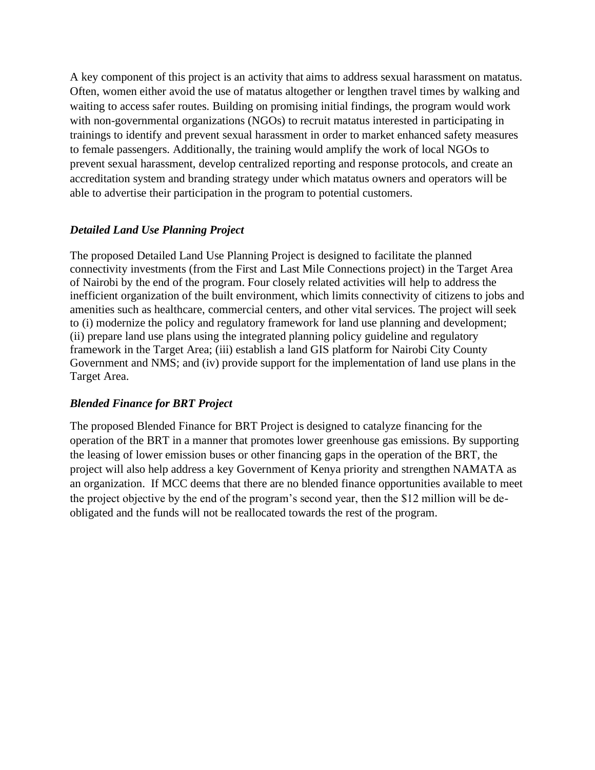A key component of this project is an activity that aims to address sexual harassment on matatus. Often, women either avoid the use of matatus altogether or lengthen travel times by walking and waiting to access safer routes. Building on promising initial findings, the program would work with non-governmental organizations (NGOs) to recruit matatus interested in participating in trainings to identify and prevent sexual harassment in order to market enhanced safety measures to female passengers. Additionally, the training would amplify the work of local NGOs to prevent sexual harassment, develop centralized reporting and response protocols, and create an accreditation system and branding strategy under which matatus owners and operators will be able to advertise their participation in the program to potential customers.

### *Detailed Land Use Planning Project*

The proposed Detailed Land Use Planning Project is designed to facilitate the planned connectivity investments (from the First and Last Mile Connections project) in the Target Area of Nairobi by the end of the program. Four closely related activities will help to address the inefficient organization of the built environment, which limits connectivity of citizens to jobs and amenities such as healthcare, commercial centers, and other vital services. The project will seek to (i) modernize the policy and regulatory framework for land use planning and development; (ii) prepare land use plans using the integrated planning policy guideline and regulatory framework in the Target Area; (iii) establish a land GIS platform for Nairobi City County Government and NMS; and (iv) provide support for the implementation of land use plans in the Target Area.

### *Blended Finance for BRT Project*

The proposed Blended Finance for BRT Project is designed to catalyze financing for the operation of the BRT in a manner that promotes lower greenhouse gas emissions. By supporting the leasing of lower emission buses or other financing gaps in the operation of the BRT, the project will also help address a key Government of Kenya priority and strengthen NAMATA as an organization. If MCC deems that there are no blended finance opportunities available to meet the project objective by the end of the program's second year, then the $12 million will be de-obligated and the funds will not be reallocated towards the rest of the program.